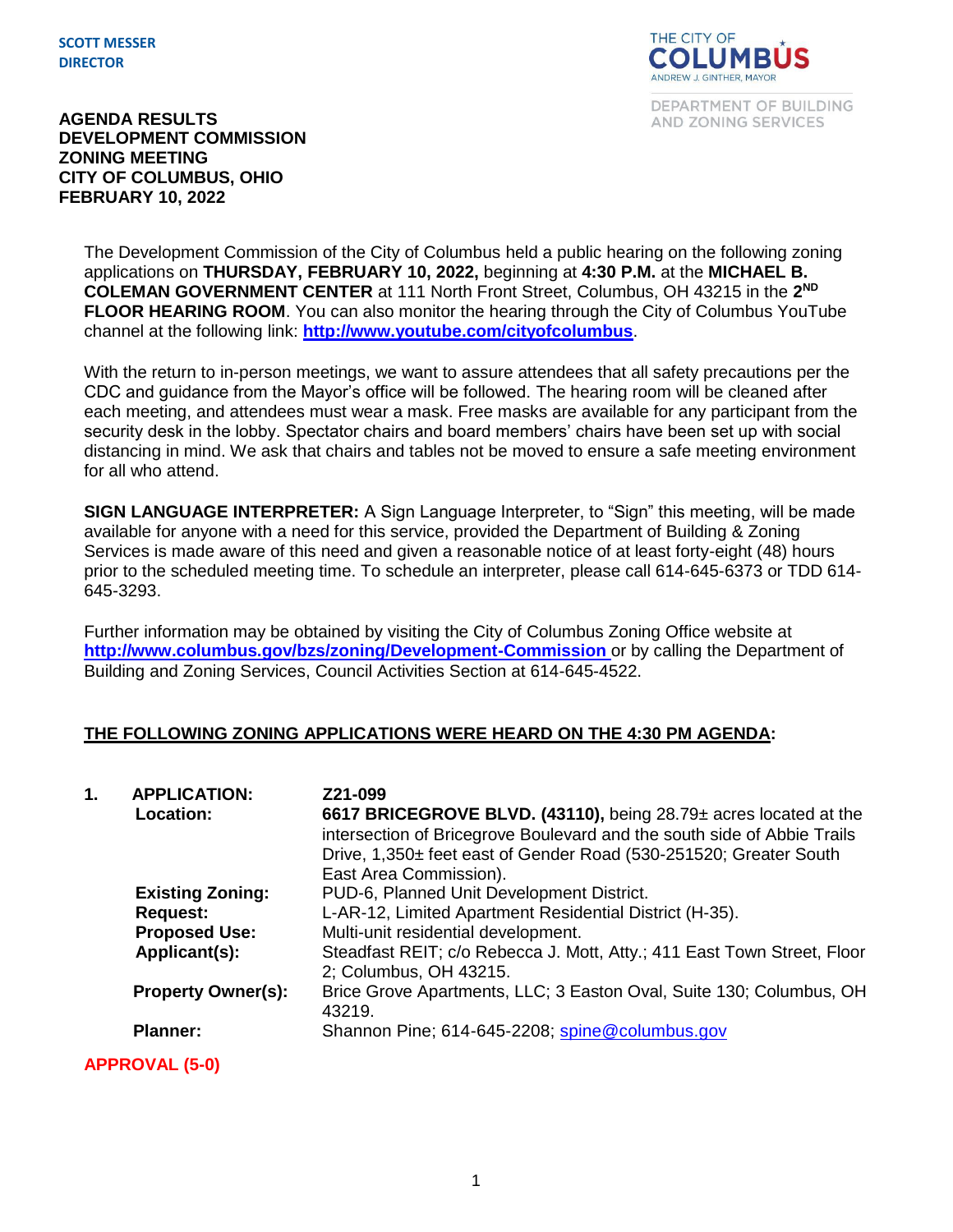**SCOTT MESSER**
**DIRECTOR**

THE CITY OF COLUMBUS
ANDREW J. GINTHER, MAYOR

DEPARTMENT OF BUILDING AND ZONING SERVICES

# AGENDA RESULTS
# DEVELOPMENT COMMISSION
# ZONING MEETING
# CITY OF COLUMBUS, OHIO
# FEBRUARY 10, 2022

The Development Commission of the City of Columbus held a public hearing on the following zoning applications on **THURSDAY, FEBRUARY 10, 2022,** beginning at **4:30 P.M.** at the **MICHAEL B. COLEMAN GOVERNMENT CENTER** at 111 North Front Street, Columbus, OH 43215 in the **2ND FLOOR HEARING ROOM**. You can also monitor the hearing through the City of Columbus YouTube channel at the following link: **http://www.youtube.com/cityofcolumbus**.

With the return to in-person meetings, we want to assure attendees that all safety precautions per the CDC and guidance from the Mayor's office will be followed. The hearing room will be cleaned after each meeting, and attendees must wear a mask. Free masks are available for any participant from the security desk in the lobby. Spectator chairs and board members' chairs have been set up with social distancing in mind. We ask that chairs and tables not be moved to ensure a safe meeting environment for all who attend.

**SIGN LANGUAGE INTERPRETER:** A Sign Language Interpreter, to "Sign" this meeting, will be made available for anyone with a need for this service, provided the Department of Building & Zoning Services is made aware of this need and given a reasonable notice of at least forty-eight (48) hours prior to the scheduled meeting time. To schedule an interpreter, please call 614-645-6373 or TDD 614-645-3293.

Further information may be obtained by visiting the City of Columbus Zoning Office website at **http://www.columbus.gov/bzs/zoning/Development-Commission** or by calling the Department of Building and Zoning Services, Council Activities Section at 614-645-4522.

## THE FOLLOWING ZONING APPLICATIONS WERE HEARD ON THE 4:30 PM AGENDA:

**1. APPLICATION:** **Z21-099**

**Location:** **6617 BRICEGROVE BLVD. (43110),** being 28.79± acres located at the intersection of Bricegrove Boulevard and the south side of Abbie Trails Drive, 1,350± feet east of Gender Road (530-251520; Greater South East Area Commission).

**Existing Zoning:** PUD-6, Planned Unit Development District.

**Request:** L-AR-12, Limited Apartment Residential District (H-35).

**Proposed Use:** Multi-unit residential development.

**Applicant(s):** Steadfast REIT; c/o Rebecca J. Mott, Atty.; 411 East Town Street, Floor 2; Columbus, OH 43215.

**Property Owner(s):** Brice Grove Apartments, LLC; 3 Easton Oval, Suite 130; Columbus, OH 43219.

**Planner:** Shannon Pine; 614-645-2208; spine@columbus.gov

**APPROVAL (5-0)**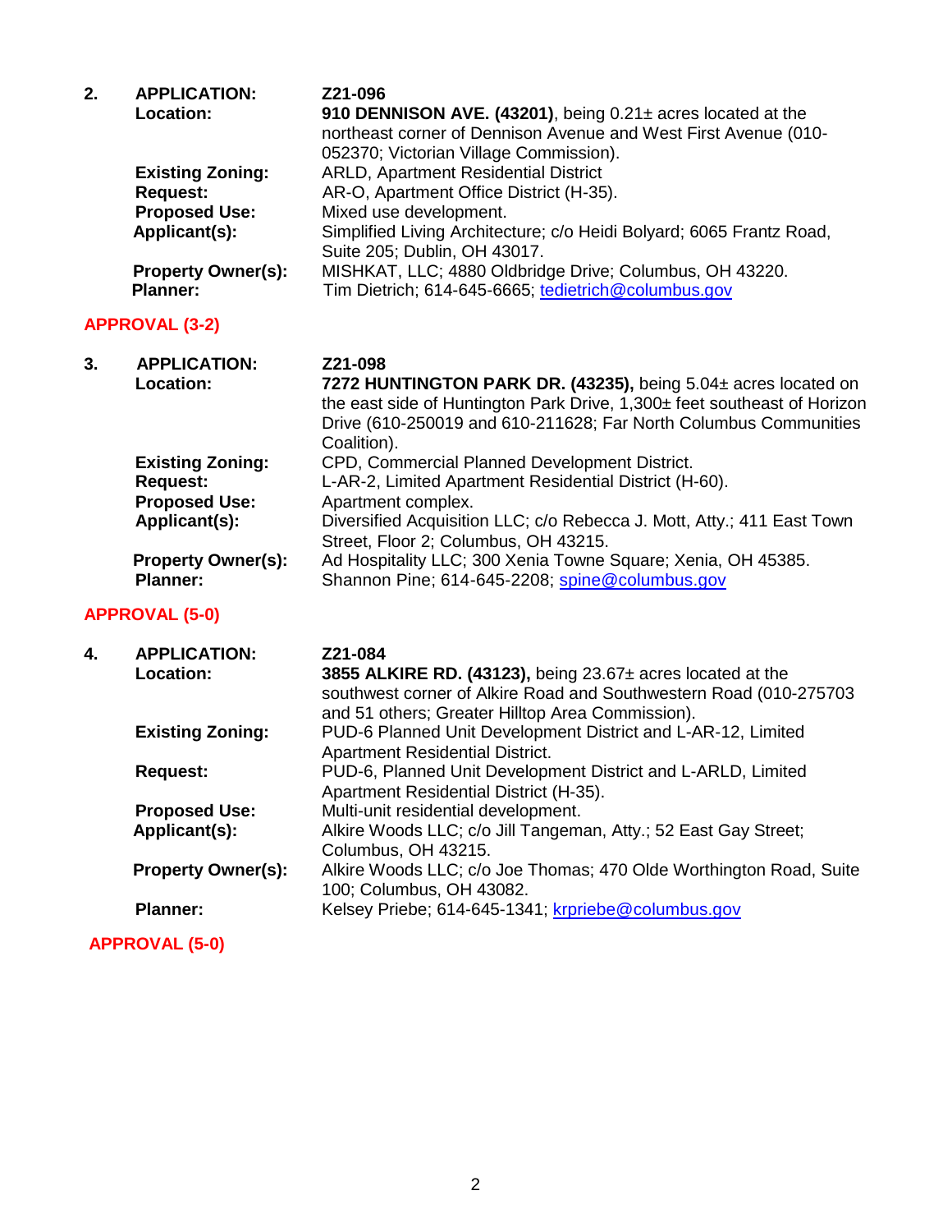**2.** **APPLICATION:** Z21-096

**Location:** **910 DENNISON AVE. (43201)**, being 0.21± acres located at the northeast corner of Dennison Avenue and West First Avenue (010-052370; Victorian Village Commission).

**Existing Zoning:** ARLD, Apartment Residential District

**Request:** AR-O, Apartment Office District (H-35).

**Proposed Use:** Mixed use development.

**Applicant(s):** Simplified Living Architecture; c/o Heidi Bolyard; 6065 Frantz Road, Suite 205; Dublin, OH 43017.

**Property Owner(s):** MISHKAT, LLC; 4880 Oldbridge Drive; Columbus, OH 43220.

**Planner:** Tim Dietrich; 614-645-6665; tedietrich@columbus.gov

**APPROVAL (3-2)**

**3.** **APPLICATION:** Z21-098

**Location:** **7272 HUNTINGTON PARK DR. (43235),** being 5.04± acres located on the east side of Huntington Park Drive, 1,300± feet southeast of Horizon Drive (610-250019 and 610-211628; Far North Columbus Communities Coalition).

**Existing Zoning:** CPD, Commercial Planned Development District.

**Request:** L-AR-2, Limited Apartment Residential District (H-60).

**Proposed Use:** Apartment complex.

**Applicant(s):** Diversified Acquisition LLC; c/o Rebecca J. Mott, Atty.; 411 East Town Street, Floor 2; Columbus, OH 43215.

**Property Owner(s):** Ad Hospitality LLC; 300 Xenia Towne Square; Xenia, OH 45385.

**Planner:** Shannon Pine; 614-645-2208; spine@columbus.gov

**APPROVAL (5-0)**

**4.** **APPLICATION:** Z21-084

**Location:** **3855 ALKIRE RD. (43123),** being 23.67± acres located at the southwest corner of Alkire Road and Southwestern Road (010-275703 and 51 others; Greater Hilltop Area Commission).

**Existing Zoning:** PUD-6 Planned Unit Development District and L-AR-12, Limited Apartment Residential District.

**Request:** PUD-6, Planned Unit Development District and L-ARLD, Limited Apartment Residential District (H-35).

**Proposed Use:** Multi-unit residential development.

**Applicant(s):** Alkire Woods LLC; c/o Jill Tangeman, Atty.; 52 East Gay Street; Columbus, OH 43215.

**Property Owner(s):** Alkire Woods LLC; c/o Joe Thomas; 470 Olde Worthington Road, Suite 100; Columbus, OH 43082.

**Planner:** Kelsey Priebe; 614-645-1341; krpriebe@columbus.gov

**APPROVAL (5-0)**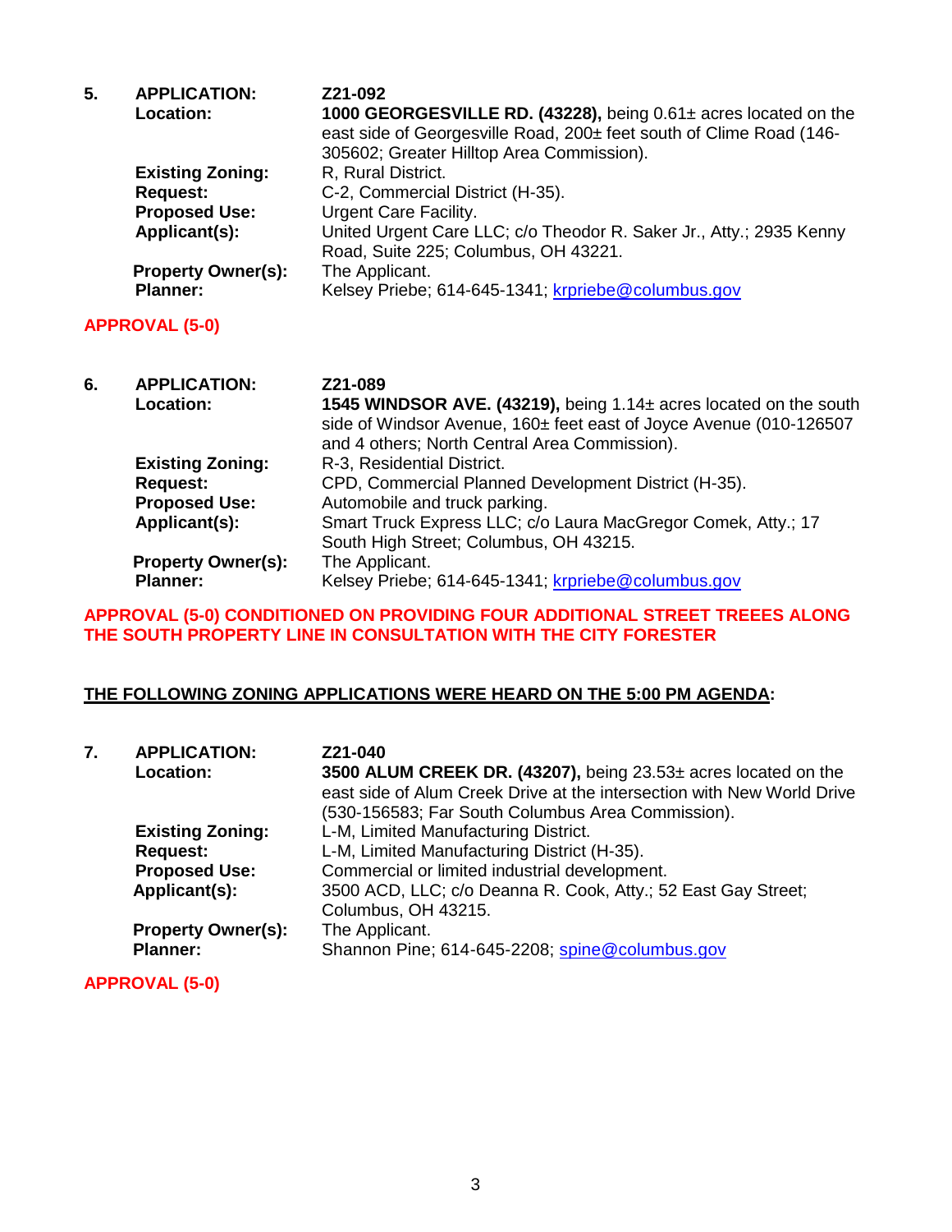**5. APPLICATION:** **Z21-092**

**Location:** **1000 GEORGESVILLE RD. (43228),** being 0.61± acres located on the east side of Georgesville Road, 200± feet south of Clime Road (146-305602; Greater Hilltop Area Commission).

**Existing Zoning:** R, Rural District.

**Request:** C-2, Commercial District (H-35).

**Proposed Use:** Urgent Care Facility.

**Applicant(s):** United Urgent Care LLC; c/o Theodor R. Saker Jr., Atty.; 2935 Kenny Road, Suite 225; Columbus, OH 43221.

**Property Owner(s):** The Applicant.

**Planner:** Kelsey Priebe; 614-645-1341; krpriebe@columbus.gov

**APPROVAL (5-0)**

**6. APPLICATION:** **Z21-089**

**Location:** **1545 WINDSOR AVE. (43219),** being 1.14± acres located on the south side of Windsor Avenue, 160± feet east of Joyce Avenue (010-126507 and 4 others; North Central Area Commission).

**Existing Zoning:** R-3, Residential District.

**Request:** CPD, Commercial Planned Development District (H-35).

**Proposed Use:** Automobile and truck parking.

**Applicant(s):** Smart Truck Express LLC; c/o Laura MacGregor Comek, Atty.; 17 South High Street; Columbus, OH 43215.

**Property Owner(s):** The Applicant.

**Planner:** Kelsey Priebe; 614-645-1341; krpriebe@columbus.gov

**APPROVAL (5-0) CONDITIONED ON PROVIDING FOUR ADDITIONAL STREET TREEES ALONG THE SOUTH PROPERTY LINE IN CONSULTATION WITH THE CITY FORESTER**

**THE FOLLOWING ZONING APPLICATIONS WERE HEARD ON THE 5:00 PM AGENDA:**

**7. APPLICATION:** **Z21-040**

**Location:** **3500 ALUM CREEK DR. (43207),** being 23.53± acres located on the east side of Alum Creek Drive at the intersection with New World Drive (530-156583; Far South Columbus Area Commission).

**Existing Zoning:** L-M, Limited Manufacturing District.

**Request:** L-M, Limited Manufacturing District (H-35).

**Proposed Use:** Commercial or limited industrial development.

**Applicant(s):** 3500 ACD, LLC; c/o Deanna R. Cook, Atty.; 52 East Gay Street; Columbus, OH 43215.

**Property Owner(s):** The Applicant.

**Planner:** Shannon Pine; 614-645-2208; spine@columbus.gov

**APPROVAL (5-0)**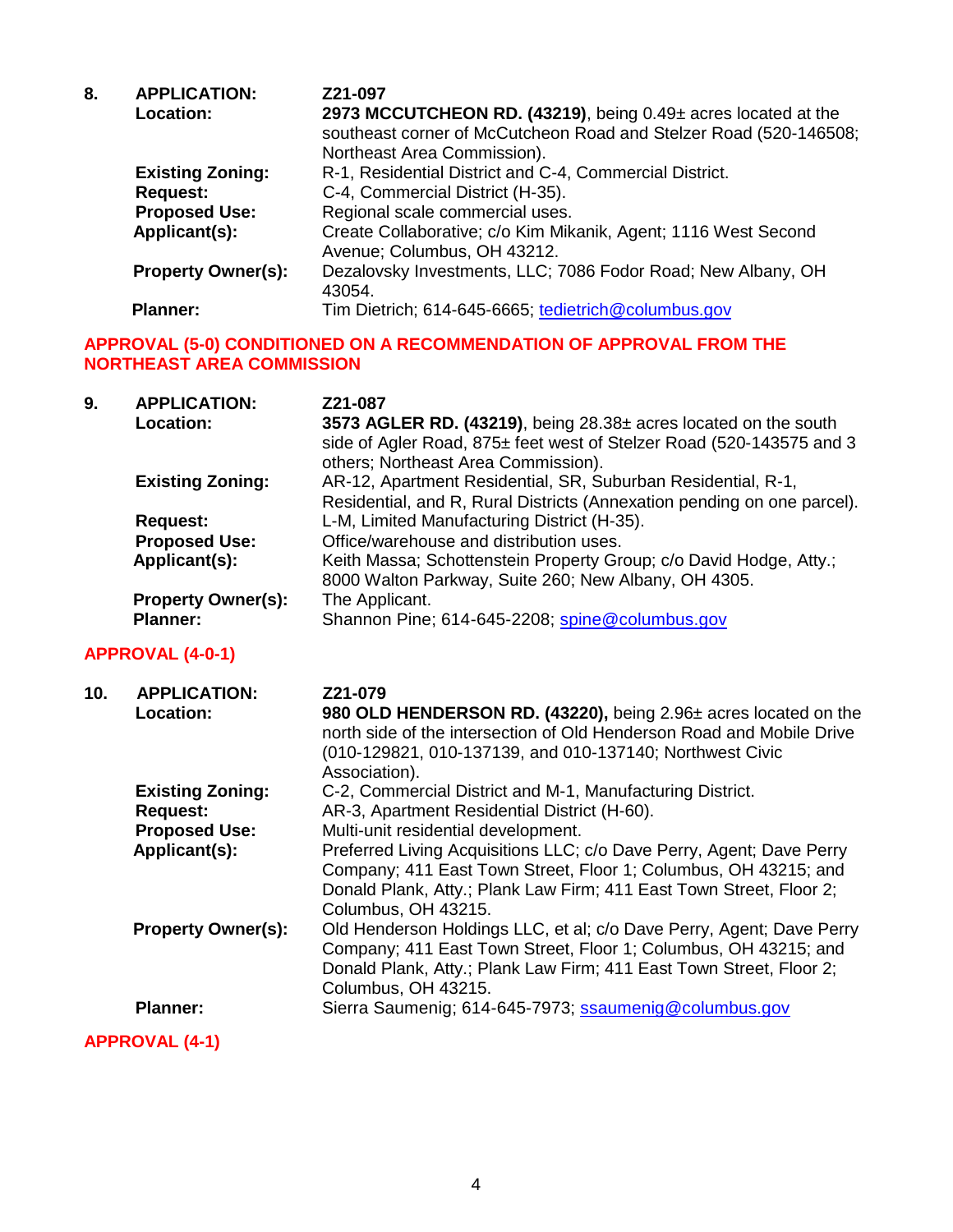**8. APPLICATION:** Z21-097

**Location:** **2973 MCCUTCHEON RD. (43219)**, being 0.49± acres located at the southeast corner of McCutcheon Road and Stelzer Road (520-146508; Northeast Area Commission).

**Existing Zoning:** R-1, Residential District and C-4, Commercial District.

**Request:** C-4, Commercial District (H-35).

**Proposed Use:** Regional scale commercial uses.

**Applicant(s):** Create Collaborative; c/o Kim Mikanik, Agent; 1116 West Second Avenue; Columbus, OH 43212.

**Property Owner(s):** Dezalovsky Investments, LLC; 7086 Fodor Road; New Albany, OH 43054.

**Planner:** Tim Dietrich; 614-645-6665; tedietrich@columbus.gov

**APPROVAL (5-0) CONDITIONED ON A RECOMMENDATION OF APPROVAL FROM THE NORTHEAST AREA COMMISSION**

**9. APPLICATION:** Z21-087

**Location:** **3573 AGLER RD. (43219)**, being 28.38± acres located on the south side of Agler Road, 875± feet west of Stelzer Road (520-143575 and 3 others; Northeast Area Commission).

**Existing Zoning:** AR-12, Apartment Residential, SR, Suburban Residential, R-1, Residential, and R, Rural Districts (Annexation pending on one parcel).

**Request:** L-M, Limited Manufacturing District (H-35).

**Proposed Use:** Office/warehouse and distribution uses.

**Applicant(s):** Keith Massa; Schottenstein Property Group; c/o David Hodge, Atty.; 8000 Walton Parkway, Suite 260; New Albany, OH 4305.

**Property Owner(s):** The Applicant.

**Planner:** Shannon Pine; 614-645-2208; spine@columbus.gov

**APPROVAL (4-0-1)**

**10. APPLICATION:** Z21-079

**Location:** **980 OLD HENDERSON RD. (43220),** being 2.96± acres located on the north side of the intersection of Old Henderson Road and Mobile Drive (010-129821, 010-137139, and 010-137140; Northwest Civic Association).

**Existing Zoning:** C-2, Commercial District and M-1, Manufacturing District.

**Request:** AR-3, Apartment Residential District (H-60).

**Proposed Use:** Multi-unit residential development.

**Applicant(s):** Preferred Living Acquisitions LLC; c/o Dave Perry, Agent; Dave Perry Company; 411 East Town Street, Floor 1; Columbus, OH 43215; and Donald Plank, Atty.; Plank Law Firm; 411 East Town Street, Floor 2; Columbus, OH 43215.

**Property Owner(s):** Old Henderson Holdings LLC, et al; c/o Dave Perry, Agent; Dave Perry Company; 411 East Town Street, Floor 1; Columbus, OH 43215; and Donald Plank, Atty.; Plank Law Firm; 411 East Town Street, Floor 2; Columbus, OH 43215.

**Planner:** Sierra Saumenig; 614-645-7973; ssaumenig@columbus.gov

**APPROVAL (4-1)**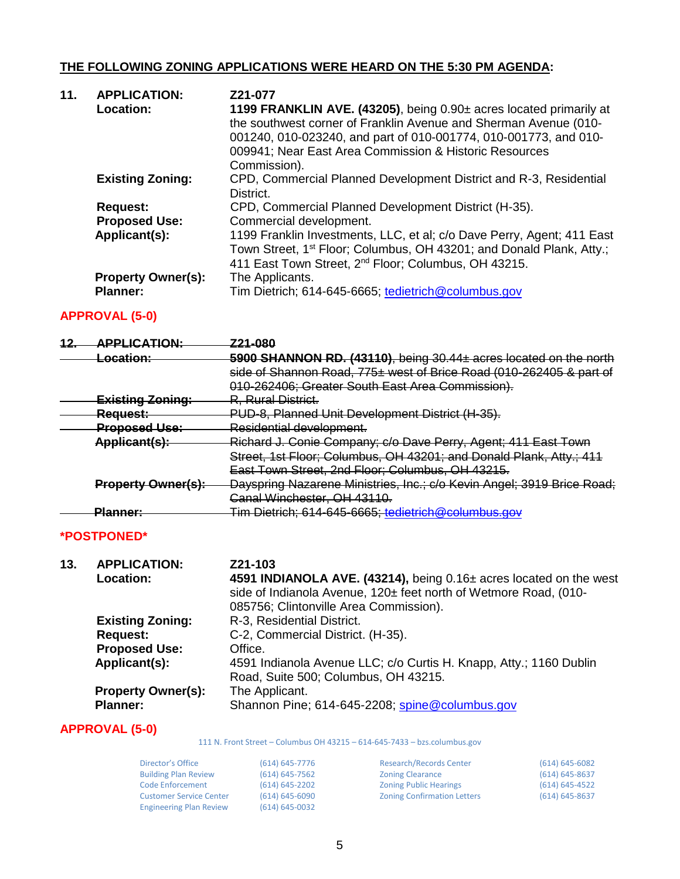**THE FOLLOWING ZONING APPLICATIONS WERE HEARD ON THE 5:30 PM AGENDA:**

| | | |
|---|---|---|
| **11.** | **APPLICATION:** | **Z21-077** |
| | **Location:** | **1199 FRANKLIN AVE. (43205)**, being 0.90± acres located primarily at the southwest corner of Franklin Avenue and Sherman Avenue (010-001240, 010-023240, and part of 010-001774, 010-001773, and 010-009941; Near East Area Commission & Historic Resources Commission). |
| | **Existing Zoning:** | CPD, Commercial Planned Development District and R-3, Residential District. |
| | **Request:** | CPD, Commercial Planned Development District (H-35). |
| | **Proposed Use:** | Commercial development. |
| | **Applicant(s):** | 1199 Franklin Investments, LLC, et al; c/o Dave Perry, Agent; 411 East Town Street, 1st Floor; Columbus, OH 43201; and Donald Plank, Atty.; 411 East Town Street, 2nd Floor; Columbus, OH 43215. |
| | **Property Owner(s):** | The Applicants. |
| | **Planner:** | Tim Dietrich; 614-645-6665; tedietrich@columbus.gov |

**APPROVAL (5-0)**

| | | |
|---|---|---|
| ~~**12.**~~ | ~~**APPLICATION:**~~ | ~~**Z21-080**~~ |
| | ~~**Location:**~~ | ~~**5900 SHANNON RD. (43110)**, being 30.44± acres located on the north side of Shannon Road, 775± west of Brice Road (010-262405 & part of 010-262406; Greater South East Area Commission).~~ |
| | ~~**Existing Zoning:**~~ | ~~R, Rural District.~~ |
| | ~~**Request:**~~ | ~~PUD-8, Planned Unit Development District (H-35).~~ |
| | ~~**Proposed Use:**~~ | ~~Residential development.~~ |
| | ~~**Applicant(s):**~~ | ~~Richard J. Conie Company; c/o Dave Perry, Agent; 411 East Town Street, 1st Floor; Columbus, OH 43201; and Donald Plank, Atty.; 411 East Town Street, 2nd Floor; Columbus, OH 43215.~~ |
| | ~~**Property Owner(s):**~~ | ~~Dayspring Nazarene Ministries, Inc.; c/o Kevin Angel; 3919 Brice Road; Canal Winchester, OH 43110.~~ |
| | ~~**Planner:**~~ | ~~Tim Dietrich; 614-645-6665; tedietrich@columbus.gov~~ |

***POSTPONED***

| | | |
|---|---|---|
| **13.** | **APPLICATION:** | **Z21-103** |
| | **Location:** | **4591 INDIANOLA AVE. (43214),** being 0.16± acres located on the west side of Indianola Avenue, 120± feet north of Wetmore Road, (010-085756; Clintonville Area Commission). |
| | **Existing Zoning:** | R-3, Residential District. |
| | **Request:** | C-2, Commercial District. (H-35). |
| | **Proposed Use:** | Office. |
| | **Applicant(s):** | 4591 Indianola Avenue LLC; c/o Curtis H. Knapp, Atty.; 1160 Dublin Road, Suite 500; Columbus, OH 43215. |
| | **Property Owner(s):** | The Applicant. |
| | **Planner:** | Shannon Pine; 614-645-2208; spine@columbus.gov |

**APPROVAL (5-0)**

111 N. Front Street – Columbus OH 43215 – 614-645-7433 – bzs.columbus.gov

| | | | |
|---|---|---|---|
| Director's Office | (614) 645-7776 | Research/Records Center | (614) 645-6082 |
| Building Plan Review | (614) 645-7562 | Zoning Clearance | (614) 645-8637 |
| Code Enforcement | (614) 645-2202 | Zoning Public Hearings | (614) 645-4522 |
| Customer Service Center | (614) 645-6090 | Zoning Confirmation Letters | (614) 645-8637 |
| Engineering Plan Review | (614) 645-0032 | | |